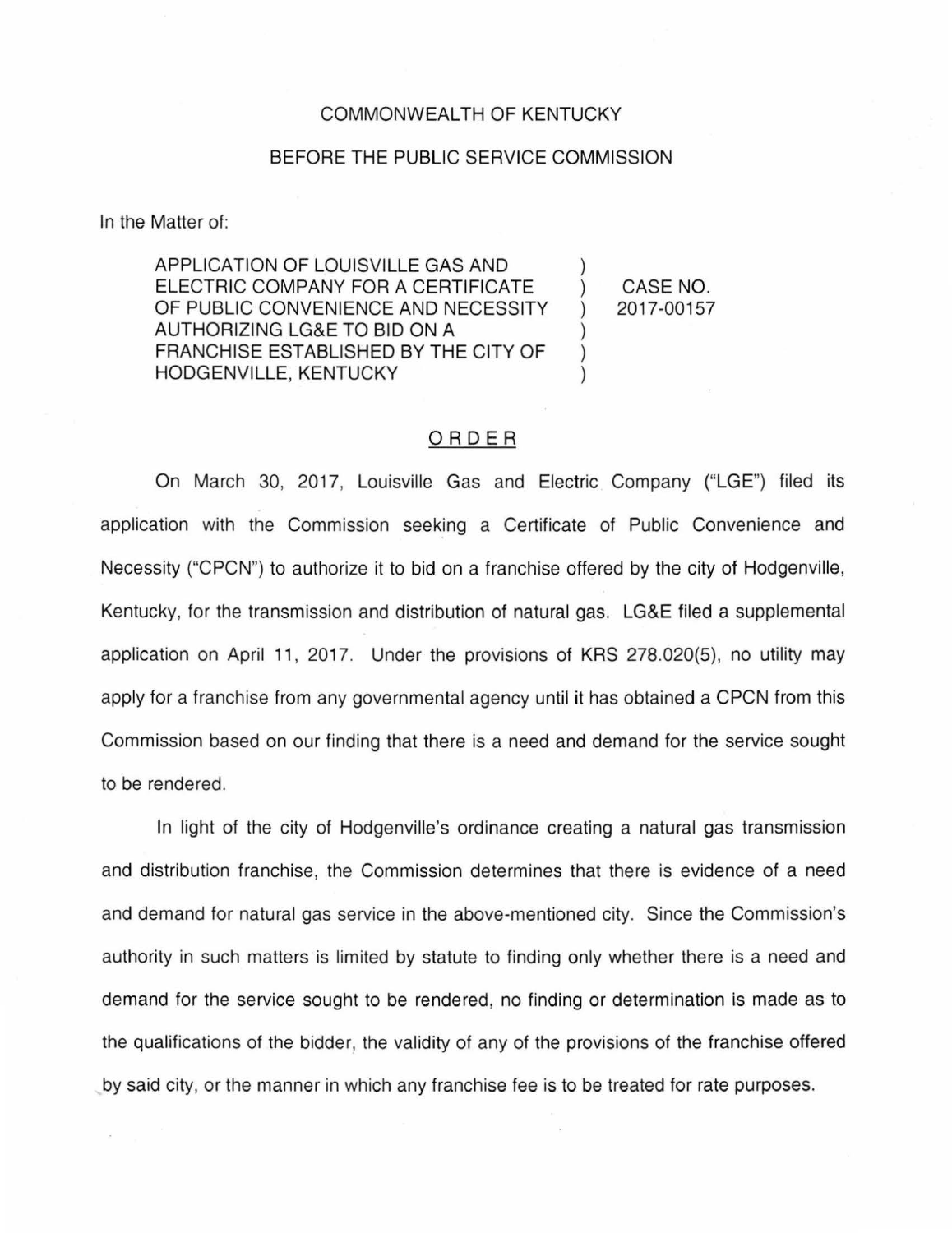COMMONWEALTH OF KENTUCKY

BEFORE THE PUBLIC SERVICE COMMISSION

In the Matter of:

| | | |
|---|---|---|
| APPLICATION OF LOUISVILLE GAS AND ELECTRIC COMPANY FOR A CERTIFICATE OF PUBLIC CONVENIENCE AND NECESSITY AUTHORIZING LG&E TO BID ON A FRANCHISE ESTABLISHED BY THE CITY OF HODGENVILLE, KENTUCKY | ) ) ) ) ) ) | CASE NO. 2017-00157 |

## ORDER

On March 30, 2017, Louisville Gas and Electric Company ("LGE") filed its application with the Commission seeking a Certificate of Public Convenience and Necessity ("CPCN") to authorize it to bid on a franchise offered by the city of Hodgenville, Kentucky, for the transmission and distribution of natural gas. LG&E filed a supplemental application on April 11, 2017. Under the provisions of KRS 278.020(5), no utility may apply for a franchise from any governmental agency until it has obtained a CPCN from this Commission based on our finding that there is a need and demand for the service sought to be rendered.

In light of the city of Hodgenville's ordinance creating a natural gas transmission and distribution franchise, the Commission determines that there is evidence of a need and demand for natural gas service in the above-mentioned city. Since the Commission's authority in such matters is limited by statute to finding only whether there is a need and demand for the service sought to be rendered, no finding or determination is made as to the qualifications of the bidder, the validity of any of the provisions of the franchise offered by said city, or the manner in which any franchise fee is to be treated for rate purposes.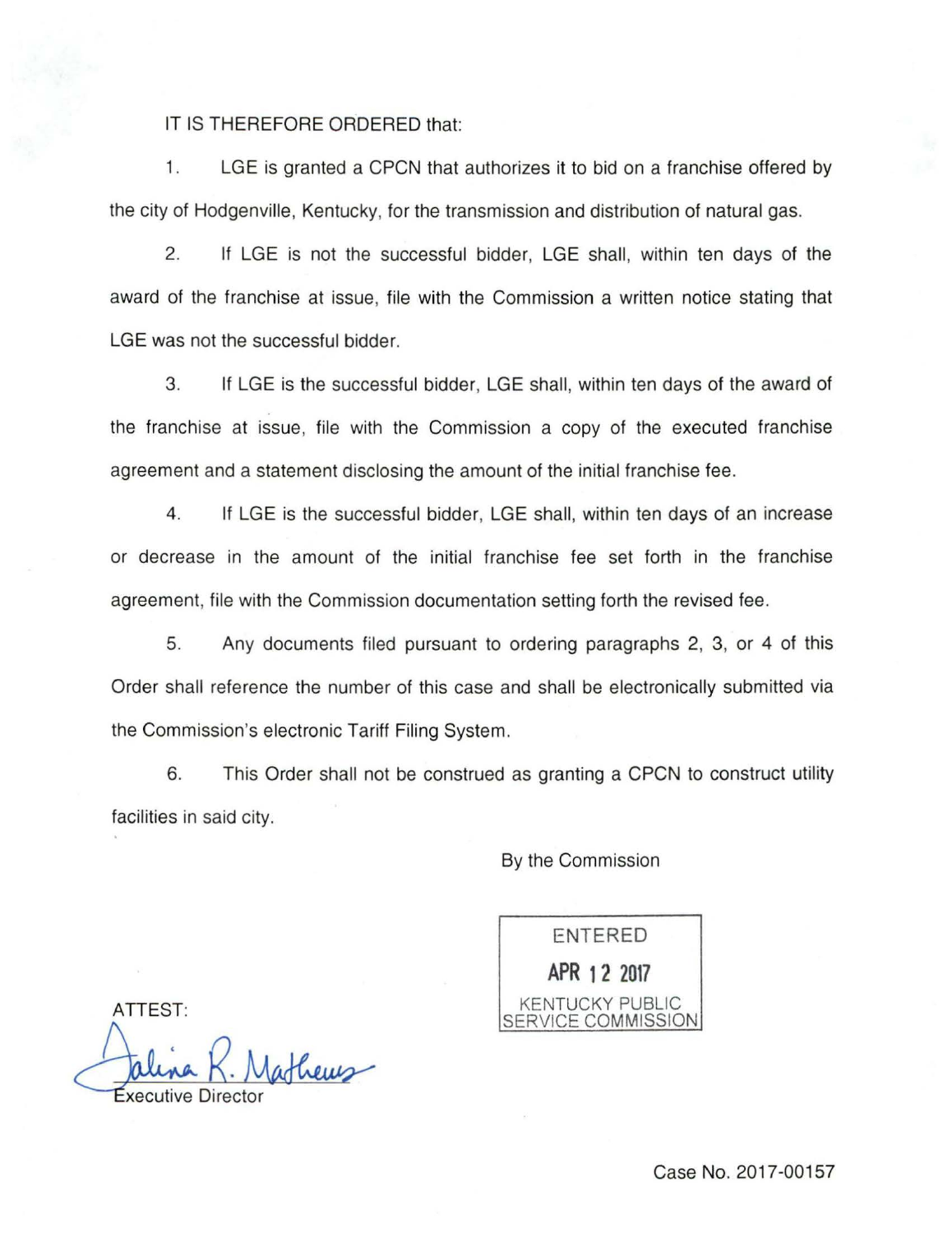IT IS THEREFORE ORDERED that:

1. LGE is granted a CPCN that authorizes it to bid on a franchise offered by the city of Hodgenville, Kentucky, for the transmission and distribution of natural gas.

2. If LGE is not the successful bidder, LGE shall, within ten days of the award of the franchise at issue, file with the Commission a written notice stating that LGE was not the successful bidder.

3. If LGE is the successful bidder, LGE shall, within ten days of the award of the franchise at issue, file with the Commission a copy of the executed franchise agreement and a statement disclosing the amount of the initial franchise fee.

4. If LGE is the successful bidder, LGE shall, within ten days of an increase or decrease in the amount of the initial franchise fee set forth in the franchise agreement, file with the Commission documentation setting forth the revised fee.

5. Any documents filed pursuant to ordering paragraphs 2, 3, or 4 of this Order shall reference the number of this case and shall be electronically submitted via the Commission's electronic Tariff Filing System.

6. This Order shall not be construed as granting a CPCN to construct utility facilities in said city.

By the Commission

ENTERED
APR 12 2017
KENTUCKY PUBLIC SERVICE COMMISSION

ATTEST:

Talina R. Mathews
Executive Director

Case No. 2017-00157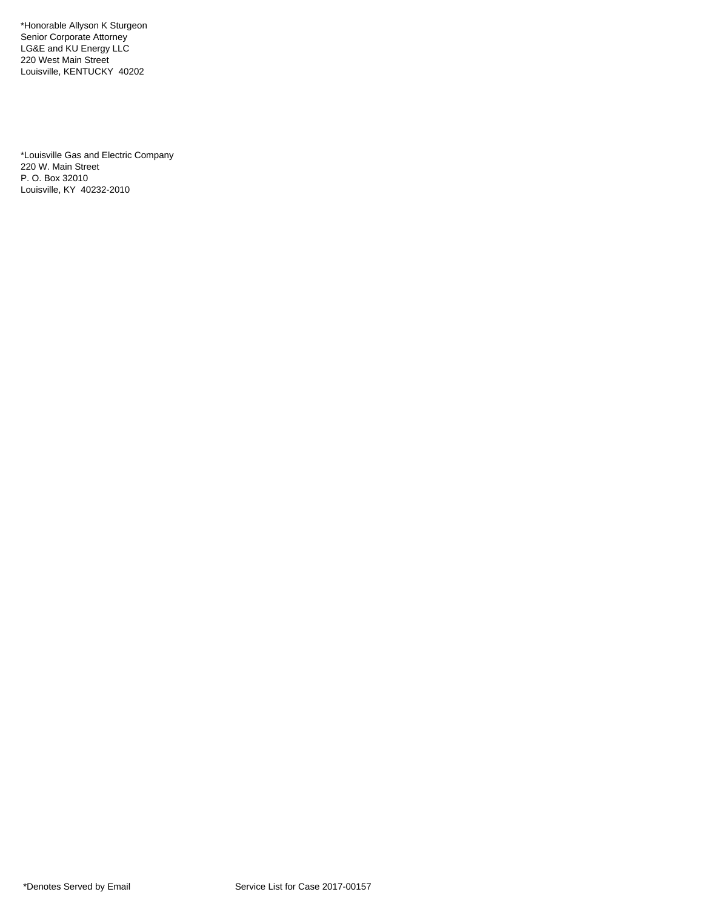*Honorable Allyson K Sturgeon
Senior Corporate Attorney
LG&E and KU Energy LLC
220 West Main Street
Louisville, KENTUCKY  40202

*Louisville Gas and Electric Company
220 W. Main Street
P. O. Box 32010
Louisville, KY  40232-2010

*Denotes Served by Email

Service List for Case 2017-00157